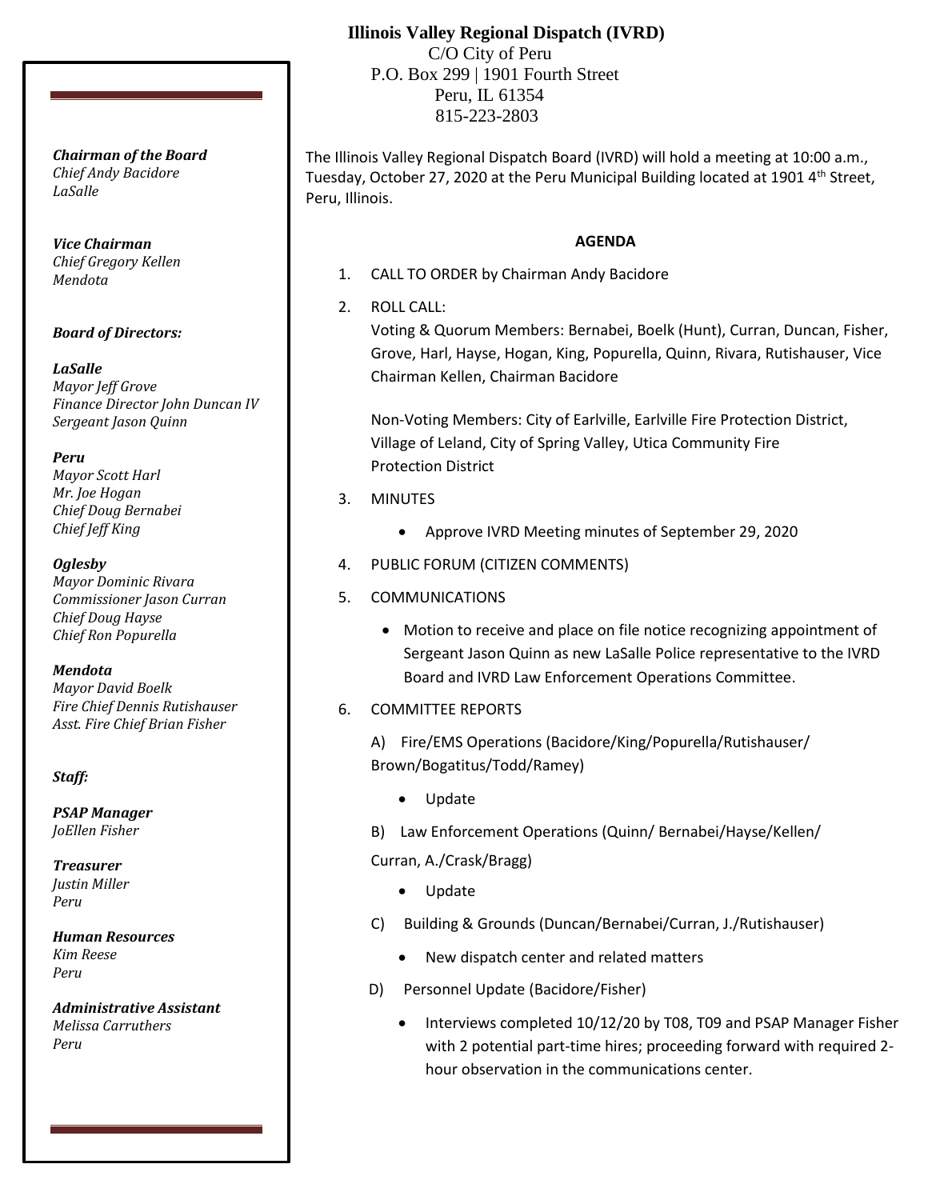**Illinois Valley Regional Dispatch (IVRD)**
C/O City of Peru
P.O. Box 299 | 1901 Fourth Street
Peru, IL 61354
815-223-2803

***Chairman of the Board***
*Chief Andy Bacidore*
*LaSalle*

***Vice Chairman***
*Chief Gregory Kellen*
*Mendota*

***Board of Directors:***

***LaSalle***
*Mayor Jeff Grove*
*Finance Director John Duncan IV*
*Sergeant Jason Quinn*

***Peru***
*Mayor Scott Harl*
*Mr. Joe Hogan*
*Chief Doug Bernabei*
*Chief Jeff King*

***Oglesby***
*Mayor Dominic Rivara*
*Commissioner Jason Curran*
*Chief Doug Hayse*
*Chief Ron Popurella*

***Mendota***
*Mayor David Boelk*
*Fire Chief Dennis Rutishauser*
*Asst. Fire Chief Brian Fisher*

***Staff:***

***PSAP Manager***
*JoEllen Fisher*

***Treasurer***
*Justin Miller*
*Peru*

***Human Resources***
*Kim Reese*
*Peru*

***Administrative Assistant***
*Melissa Carruthers*
*Peru*

The Illinois Valley Regional Dispatch Board (IVRD) will hold a meeting at 10:00 a.m., Tuesday, October 27, 2020 at the Peru Municipal Building located at 1901 4th Street, Peru, Illinois.

**AGENDA**

1. CALL TO ORDER by Chairman Andy Bacidore
2. ROLL CALL:
   Voting & Quorum Members: Bernabei, Boelk (Hunt), Curran, Duncan, Fisher, Grove, Harl, Hayse, Hogan, King, Popurella, Quinn, Rivara, Rutishauser, Vice Chairman Kellen, Chairman Bacidore

   Non-Voting Members: City of Earlville, Earlville Fire Protection District, Village of Leland, City of Spring Valley, Utica Community Fire Protection District
3. MINUTES
   - Approve IVRD Meeting minutes of September 29, 2020
4. PUBLIC FORUM (CITIZEN COMMENTS)
5. COMMUNICATIONS
   - Motion to receive and place on file notice recognizing appointment of Sergeant Jason Quinn as new LaSalle Police representative to the IVRD Board and IVRD Law Enforcement Operations Committee.
6. COMMITTEE REPORTS

   A) Fire/EMS Operations (Bacidore/King/Popurella/Rutishauser/Brown/Bogatitus/Todd/Ramey)
   - Update

   B) Law Enforcement Operations (Quinn/ Bernabei/Hayse/Kellen/Curran, A./Crask/Bragg)
   - Update

   C) Building & Grounds (Duncan/Bernabei/Curran, J./Rutishauser)
   - New dispatch center and related matters

   D) Personnel Update (Bacidore/Fisher)
   - Interviews completed 10/12/20 by T08, T09 and PSAP Manager Fisher with 2 potential part-time hires; proceeding forward with required 2-hour observation in the communications center.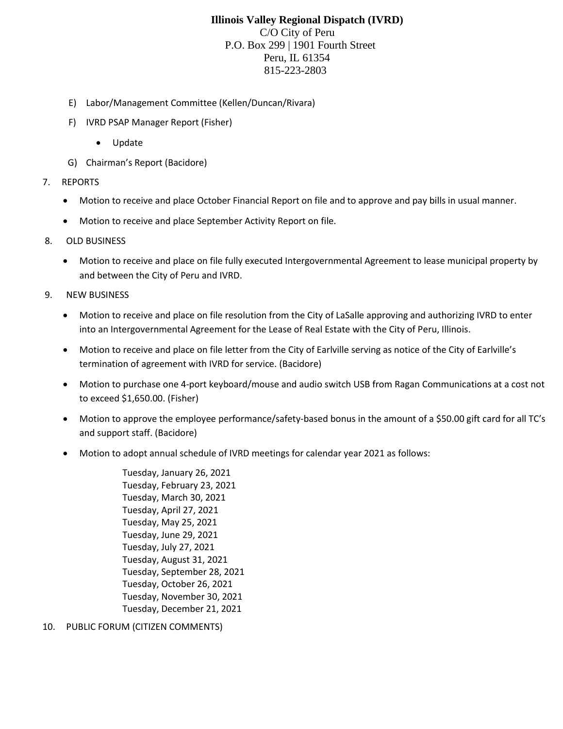**Illinois Valley Regional Dispatch (IVRD)**
C/O City of Peru
P.O. Box 299 | 1901 Fourth Street
Peru, IL 61354
815-223-2803

E) Labor/Management Committee (Kellen/Duncan/Rivara)

F) IVRD PSAP Manager Report (Fisher)

- Update

G) Chairman's Report (Bacidore)

7. REPORTS

- Motion to receive and place October Financial Report on file and to approve and pay bills in usual manner.
- Motion to receive and place September Activity Report on file.

8. OLD BUSINESS

- Motion to receive and place on file fully executed Intergovernmental Agreement to lease municipal property by and between the City of Peru and IVRD.

9. NEW BUSINESS

- Motion to receive and place on file resolution from the City of LaSalle approving and authorizing IVRD to enter into an Intergovernmental Agreement for the Lease of Real Estate with the City of Peru, Illinois.
- Motion to receive and place on file letter from the City of Earlville serving as notice of the City of Earlville's termination of agreement with IVRD for service. (Bacidore)
- Motion to purchase one 4-port keyboard/mouse and audio switch USB from Ragan Communications at a cost not to exceed $1,650.00. (Fisher)
- Motion to approve the employee performance/safety-based bonus in the amount of a $50.00 gift card for all TC's and support staff. (Bacidore)
- Motion to adopt annual schedule of IVRD meetings for calendar year 2021 as follows:

  Tuesday, January 26, 2021
  Tuesday, February 23, 2021
  Tuesday, March 30, 2021
  Tuesday, April 27, 2021
  Tuesday, May 25, 2021
  Tuesday, June 29, 2021
  Tuesday, July 27, 2021
  Tuesday, August 31, 2021
  Tuesday, September 28, 2021
  Tuesday, October 26, 2021
  Tuesday, November 30, 2021
  Tuesday, December 21, 2021

10. PUBLIC FORUM (CITIZEN COMMENTS)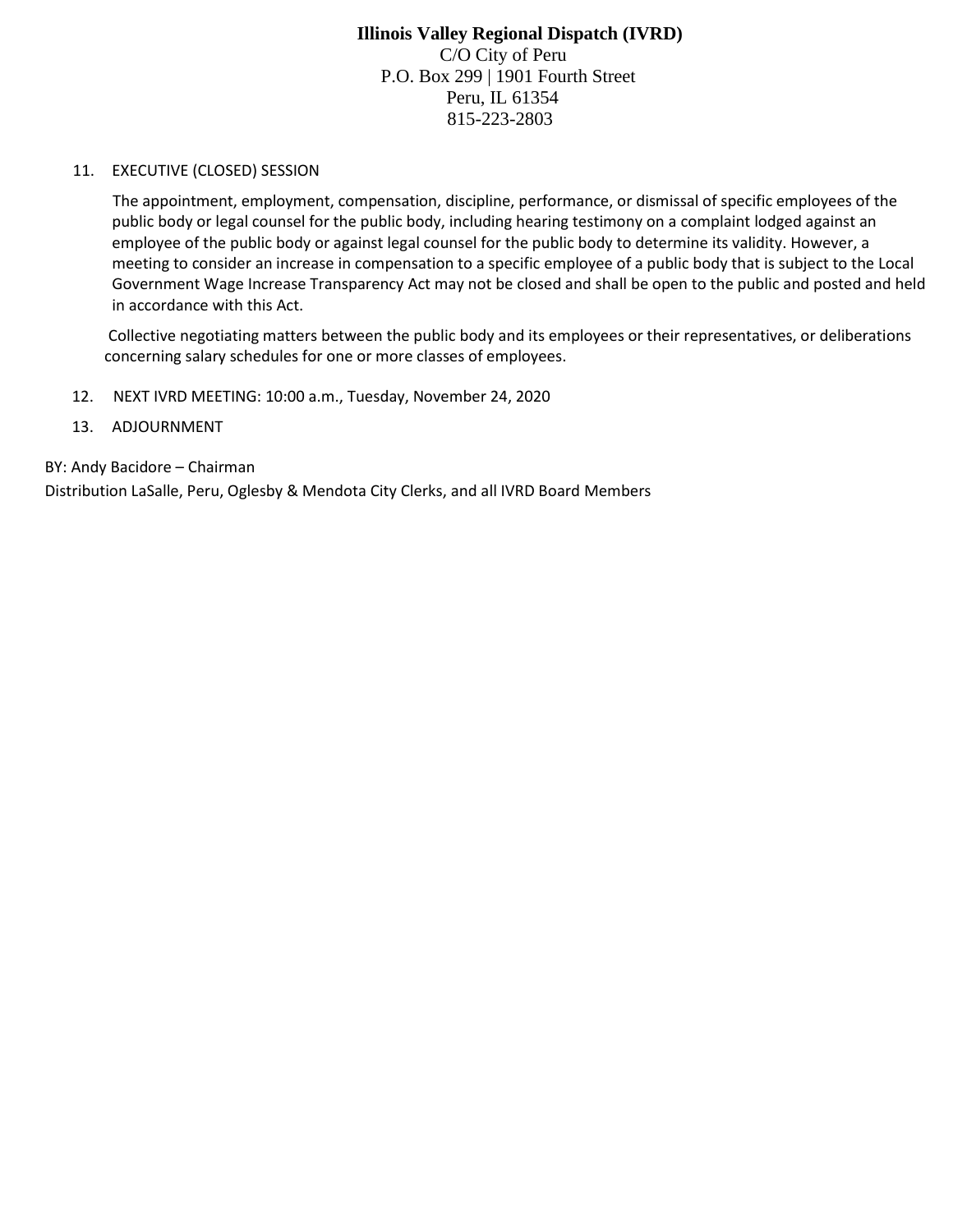**Illinois Valley Regional Dispatch (IVRD)**
C/O City of Peru
P.O. Box 299 | 1901 Fourth Street
Peru, IL 61354
815-223-2803

11. EXECUTIVE (CLOSED) SESSION

    The appointment, employment, compensation, discipline, performance, or dismissal of specific employees of the public body or legal counsel for the public body, including hearing testimony on a complaint lodged against an employee of the public body or against legal counsel for the public body to determine its validity. However, a meeting to consider an increase in compensation to a specific employee of a public body that is subject to the Local Government Wage Increase Transparency Act may not be closed and shall be open to the public and posted and held in accordance with this Act.

    Collective negotiating matters between the public body and its employees or their representatives, or deliberations concerning salary schedules for one or more classes of employees.

12. NEXT IVRD MEETING: 10:00 a.m., Tuesday, November 24, 2020

13. ADJOURNMENT

BY: Andy Bacidore – Chairman

Distribution LaSalle, Peru, Oglesby & Mendota City Clerks, and all IVRD Board Members